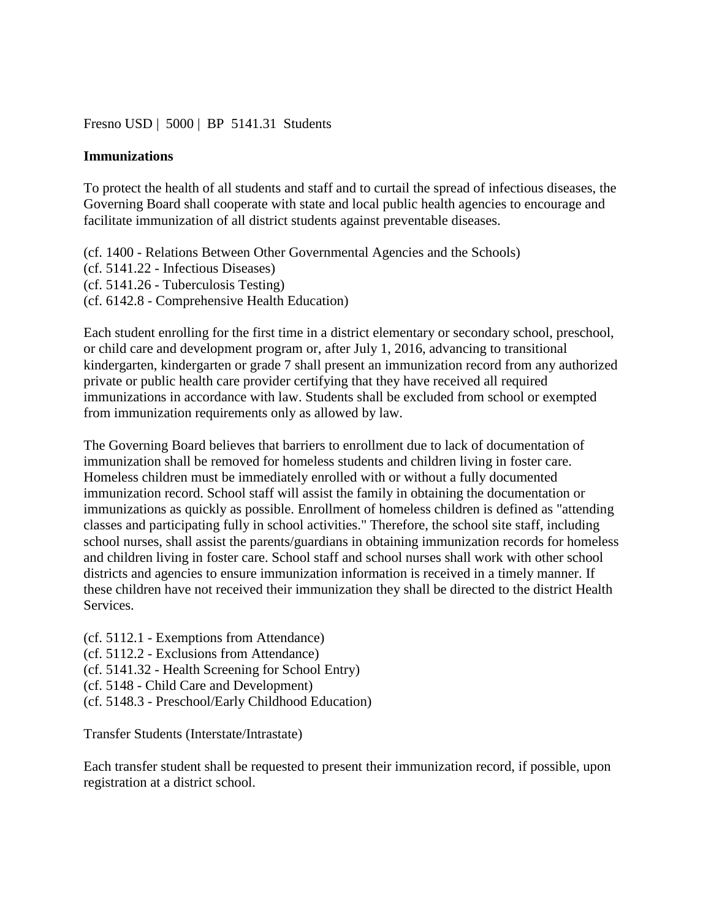Fresno USD | 5000 | BP 5141.31 Students

**Immunizations**

To protect the health of all students and staff and to curtail the spread of infectious diseases, the Governing Board shall cooperate with state and local public health agencies to encourage and facilitate immunization of all district students against preventable diseases.

(cf. 1400 - Relations Between Other Governmental Agencies and the Schools)
(cf. 5141.22 - Infectious Diseases)
(cf. 5141.26 - Tuberculosis Testing)
(cf. 6142.8 - Comprehensive Health Education)

Each student enrolling for the first time in a district elementary or secondary school, preschool, or child care and development program or, after July 1, 2016, advancing to transitional kindergarten, kindergarten or grade 7 shall present an immunization record from any authorized private or public health care provider certifying that they have received all required immunizations in accordance with law. Students shall be excluded from school or exempted from immunization requirements only as allowed by law.

The Governing Board believes that barriers to enrollment due to lack of documentation of immunization shall be removed for homeless students and children living in foster care. Homeless children must be immediately enrolled with or without a fully documented immunization record. School staff will assist the family in obtaining the documentation or immunizations as quickly as possible. Enrollment of homeless children is defined as "attending classes and participating fully in school activities." Therefore, the school site staff, including school nurses, shall assist the parents/guardians in obtaining immunization records for homeless and children living in foster care. School staff and school nurses shall work with other school districts and agencies to ensure immunization information is received in a timely manner. If these children have not received their immunization they shall be directed to the district Health Services.

(cf. 5112.1 - Exemptions from Attendance)
(cf. 5112.2 - Exclusions from Attendance)
(cf. 5141.32 - Health Screening for School Entry)
(cf. 5148 - Child Care and Development)
(cf. 5148.3 - Preschool/Early Childhood Education)

Transfer Students (Interstate/Intrastate)

Each transfer student shall be requested to present their immunization record, if possible, upon registration at a district school.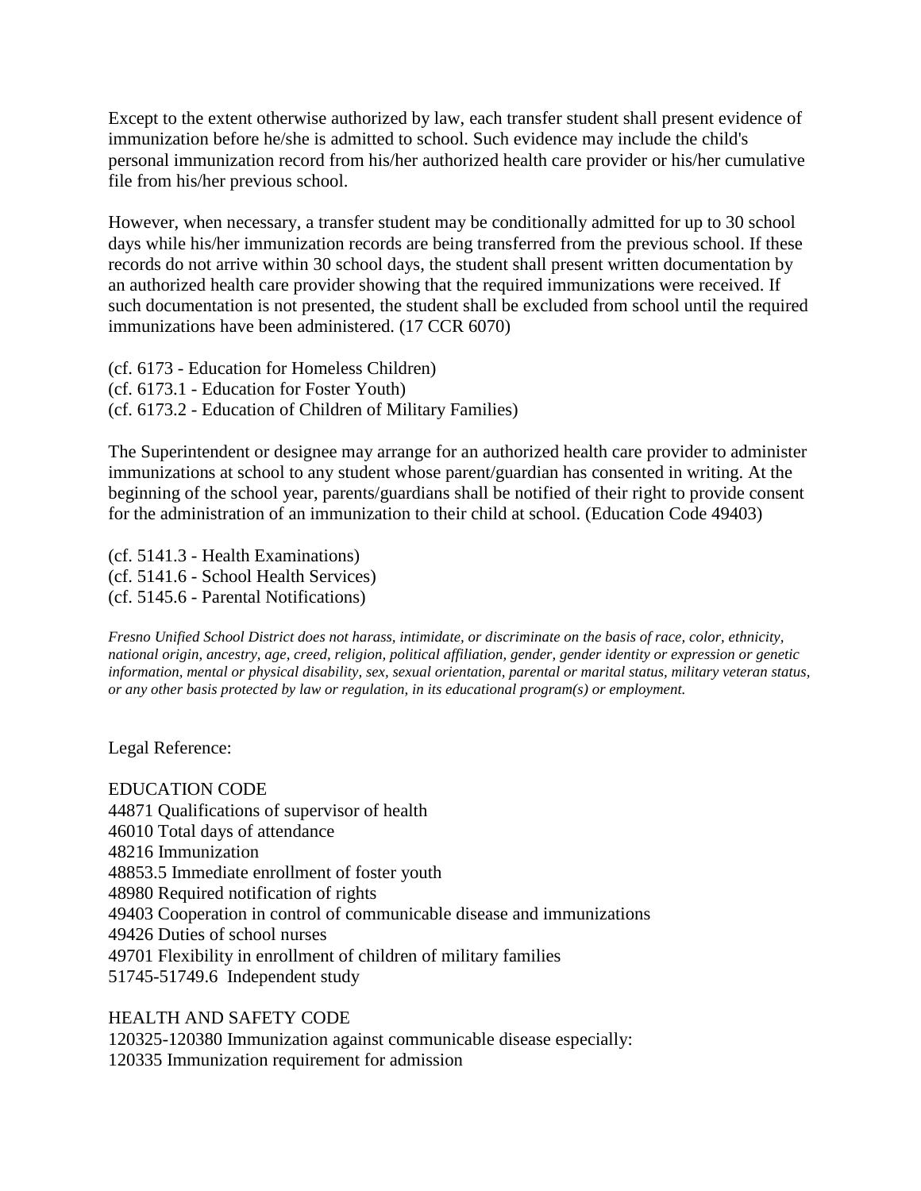Except to the extent otherwise authorized by law, each transfer student shall present evidence of immunization before he/she is admitted to school. Such evidence may include the child's personal immunization record from his/her authorized health care provider or his/her cumulative file from his/her previous school.

However, when necessary, a transfer student may be conditionally admitted for up to 30 school days while his/her immunization records are being transferred from the previous school. If these records do not arrive within 30 school days, the student shall present written documentation by an authorized health care provider showing that the required immunizations were received. If such documentation is not presented, the student shall be excluded from school until the required immunizations have been administered. (17 CCR 6070)

(cf. 6173 - Education for Homeless Children)
(cf. 6173.1 - Education for Foster Youth)
(cf. 6173.2 - Education of Children of Military Families)

The Superintendent or designee may arrange for an authorized health care provider to administer immunizations at school to any student whose parent/guardian has consented in writing. At the beginning of the school year, parents/guardians shall be notified of their right to provide consent for the administration of an immunization to their child at school. (Education Code 49403)

(cf. 5141.3 - Health Examinations)
(cf. 5141.6 - School Health Services)
(cf. 5145.6 - Parental Notifications)

*Fresno Unified School District does not harass, intimidate, or discriminate on the basis of race, color, ethnicity, national origin, ancestry, age, creed, religion, political affiliation, gender, gender identity or expression or genetic information, mental or physical disability, sex, sexual orientation, parental or marital status, military veteran status, or any other basis protected by law or regulation, in its educational program(s) or employment.*

Legal Reference:

EDUCATION CODE
44871 Qualifications of supervisor of health
46010 Total days of attendance
48216 Immunization
48853.5 Immediate enrollment of foster youth
48980 Required notification of rights
49403 Cooperation in control of communicable disease and immunizations
49426 Duties of school nurses
49701 Flexibility in enrollment of children of military families
51745-51749.6 Independent study

HEALTH AND SAFETY CODE
120325-120380 Immunization against communicable disease especially:
120335 Immunization requirement for admission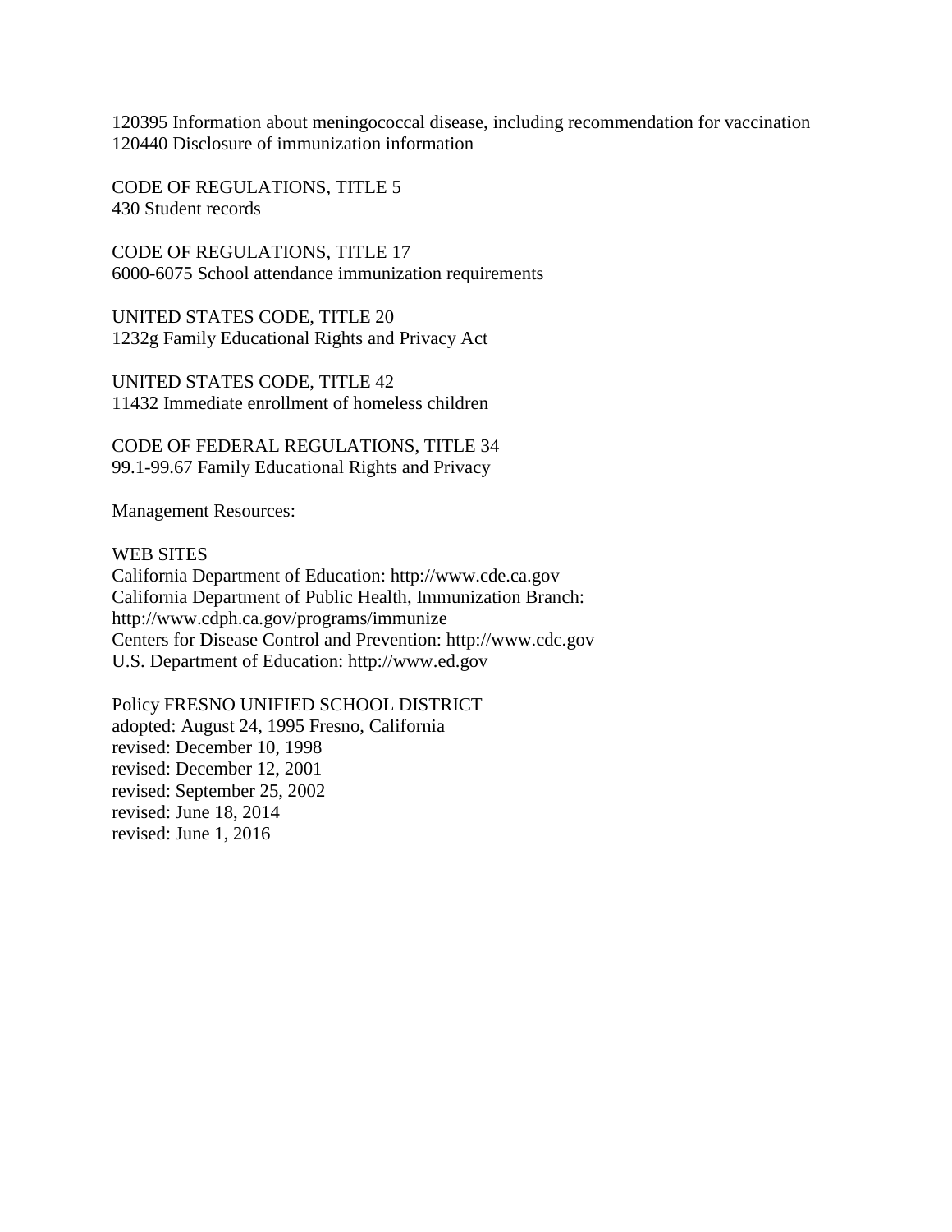120395 Information about meningococcal disease, including recommendation for vaccination
120440 Disclosure of immunization information

CODE OF REGULATIONS, TITLE 5
430 Student records

CODE OF REGULATIONS, TITLE 17
6000-6075 School attendance immunization requirements

UNITED STATES CODE, TITLE 20
1232g Family Educational Rights and Privacy Act

UNITED STATES CODE, TITLE 42
11432 Immediate enrollment of homeless children

CODE OF FEDERAL REGULATIONS, TITLE 34
99.1-99.67 Family Educational Rights and Privacy

Management Resources:

WEB SITES
California Department of Education: http://www.cde.ca.gov
California Department of Public Health, Immunization Branch:
http://www.cdph.ca.gov/programs/immunize
Centers for Disease Control and Prevention: http://www.cdc.gov
U.S. Department of Education: http://www.ed.gov

Policy FRESNO UNIFIED SCHOOL DISTRICT
adopted: August 24, 1995 Fresno, California
revised: December 10, 1998
revised: December 12, 2001
revised: September 25, 2002
revised: June 18, 2014
revised: June 1, 2016